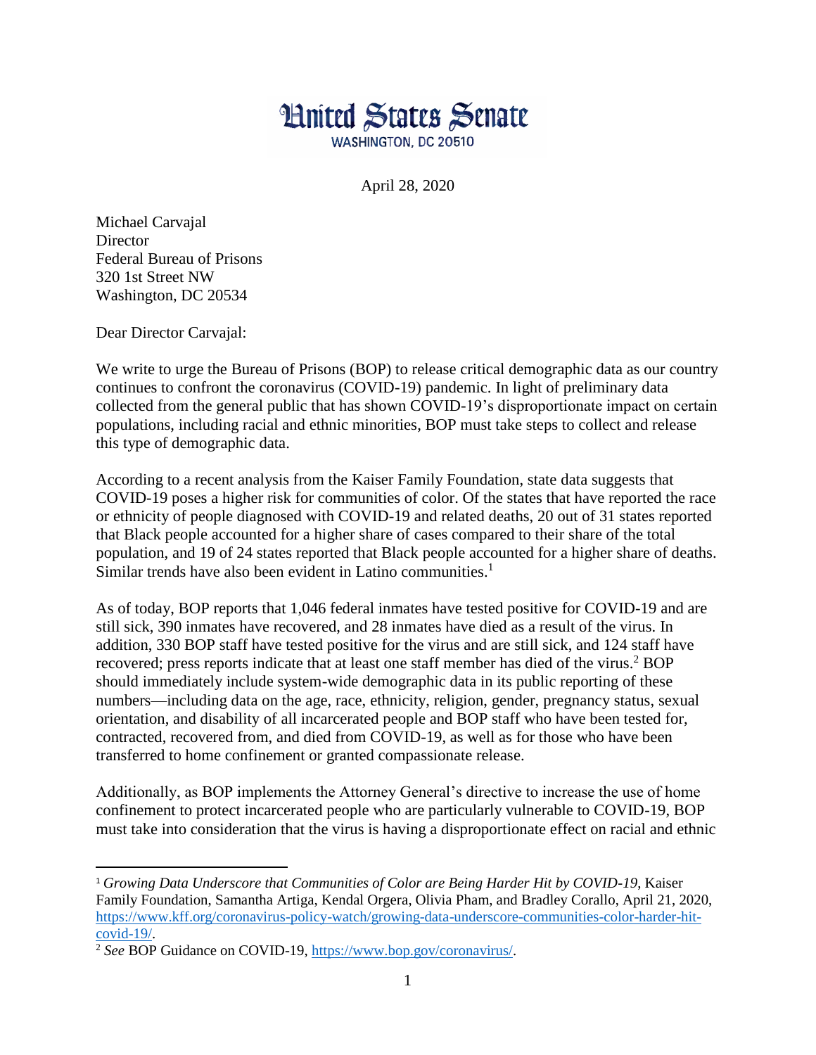# United States Senate

WASHINGTON, DC 20510

April 28, 2020

Michael Carvajal
Director
Federal Bureau of Prisons
320 1st Street NW
Washington, DC 20534

Dear Director Carvajal:

We write to urge the Bureau of Prisons (BOP) to release critical demographic data as our country continues to confront the coronavirus (COVID-19) pandemic. In light of preliminary data collected from the general public that has shown COVID-19's disproportionate impact on certain populations, including racial and ethnic minorities, BOP must take steps to collect and release this type of demographic data.

According to a recent analysis from the Kaiser Family Foundation, state data suggests that COVID-19 poses a higher risk for communities of color. Of the states that have reported the race or ethnicity of people diagnosed with COVID-19 and related deaths, 20 out of 31 states reported that Black people accounted for a higher share of cases compared to their share of the total population, and 19 of 24 states reported that Black people accounted for a higher share of deaths. Similar trends have also been evident in Latino communities.[1]

As of today, BOP reports that 1,046 federal inmates have tested positive for COVID-19 and are still sick, 390 inmates have recovered, and 28 inmates have died as a result of the virus. In addition, 330 BOP staff have tested positive for the virus and are still sick, and 124 staff have recovered; press reports indicate that at least one staff member has died of the virus.[2] BOP should immediately include system-wide demographic data in its public reporting of these numbers—including data on the age, race, ethnicity, religion, gender, pregnancy status, sexual orientation, and disability of all incarcerated people and BOP staff who have been tested for, contracted, recovered from, and died from COVID-19, as well as for those who have been transferred to home confinement or granted compassionate release.

Additionally, as BOP implements the Attorney General's directive to increase the use of home confinement to protect incarcerated people who are particularly vulnerable to COVID-19, BOP must take into consideration that the virus is having a disproportionate effect on racial and ethnic

---

[1] *Growing Data Underscore that Communities of Color are Being Harder Hit by COVID-19*, Kaiser Family Foundation, Samantha Artiga, Kendal Orgera, Olivia Pham, and Bradley Corallo, April 21, 2020, https://www.kff.org/coronavirus-policy-watch/growing-data-underscore-communities-color-harder-hit-covid-19/.

[2] *See* BOP Guidance on COVID-19, https://www.bop.gov/coronavirus/.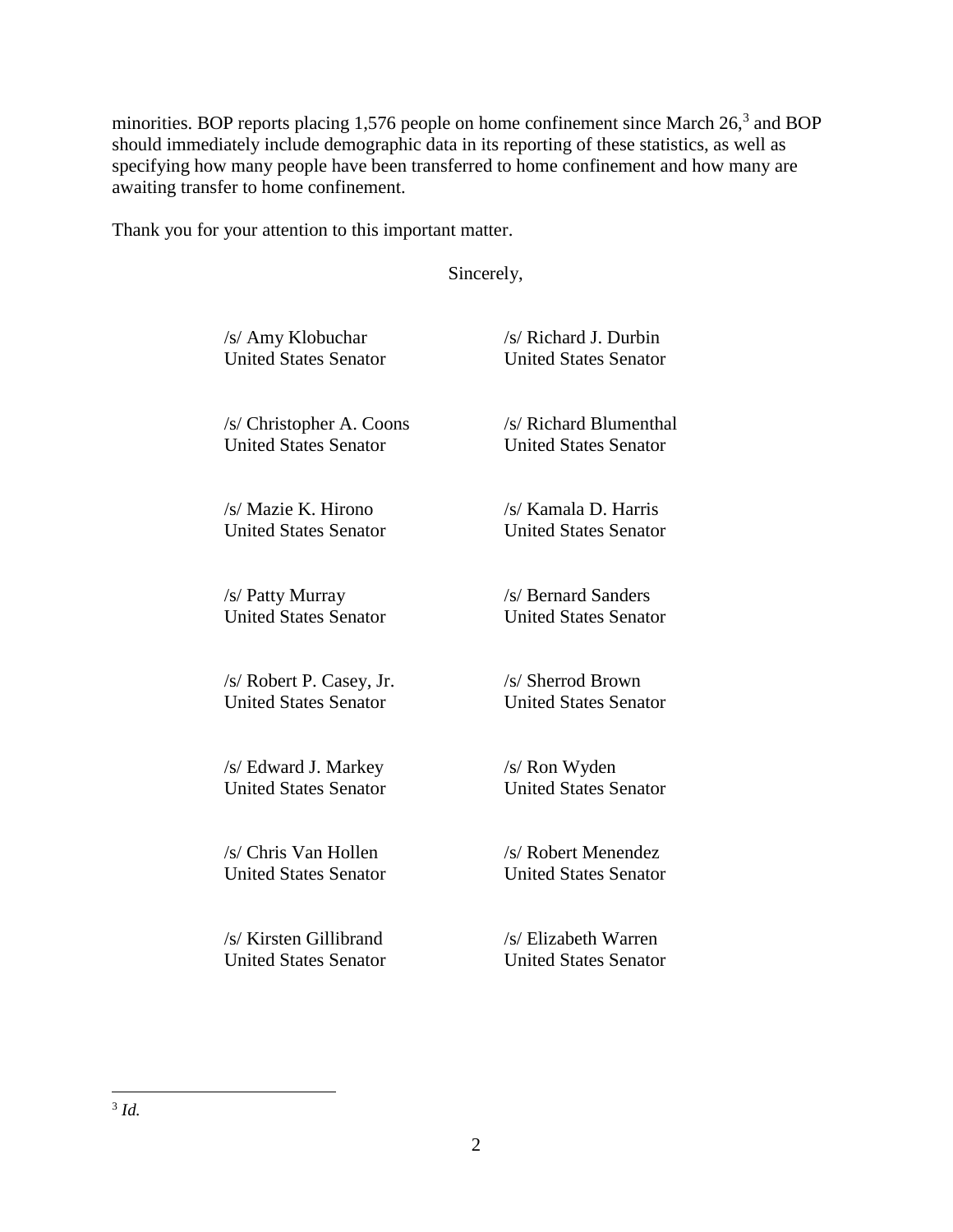minorities. BOP reports placing 1,576 people on home confinement since March 26,[3] and BOP should immediately include demographic data in its reporting of these statistics, as well as specifying how many people have been transferred to home confinement and how many are awaiting transfer to home confinement.

Thank you for your attention to this important matter.

Sincerely,

/s/ Amy Klobuchar
United States Senator

/s/ Richard J. Durbin
United States Senator

/s/ Christopher A. Coons
United States Senator

/s/ Richard Blumenthal
United States Senator

/s/ Mazie K. Hirono
United States Senator

/s/ Kamala D. Harris
United States Senator

/s/ Patty Murray
United States Senator

/s/ Bernard Sanders
United States Senator

/s/ Robert P. Casey, Jr.
United States Senator

/s/ Sherrod Brown
United States Senator

/s/ Edward J. Markey
United States Senator

/s/ Ron Wyden
United States Senator

/s/ Chris Van Hollen
United States Senator

/s/ Robert Menendez
United States Senator

/s/ Kirsten Gillibrand
United States Senator

/s/ Elizabeth Warren
United States Senator

---

[3] *Id.*